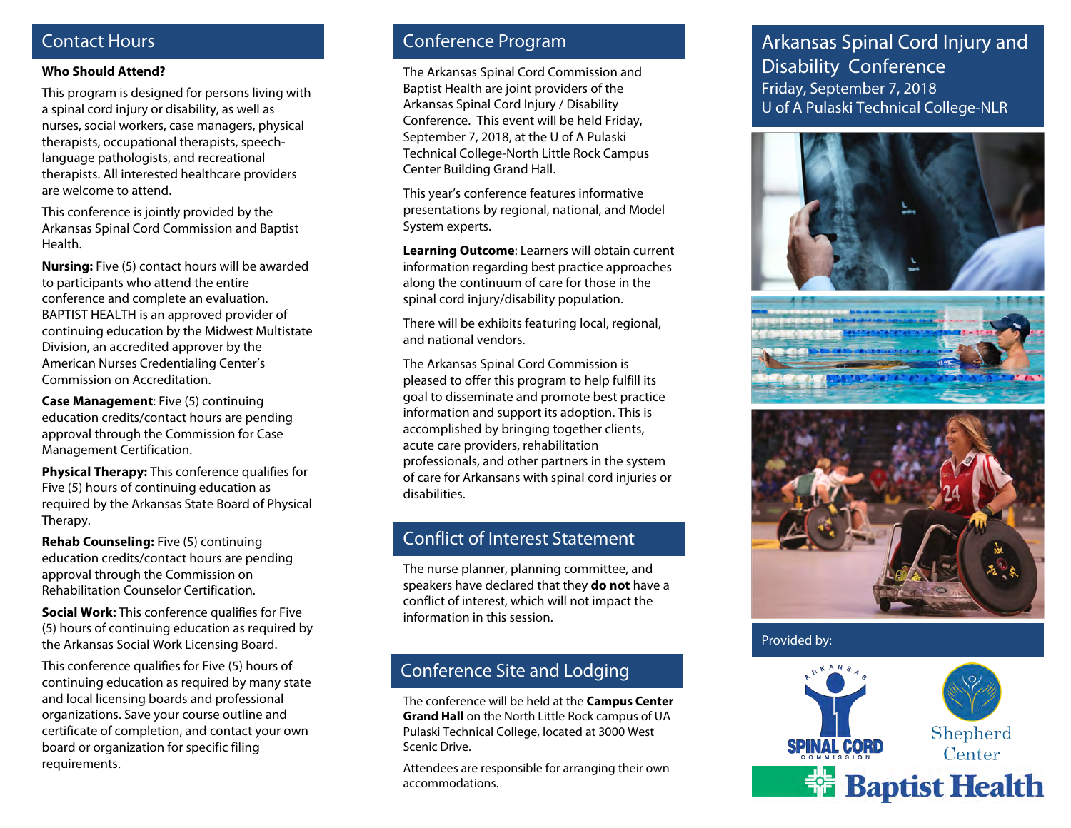## Contact Hours

**Who Should Attend?**

This program is designed for persons living with a spinal cord injury or disability, as well as nurses, social workers, case managers, physical therapists, occupational therapists, speech-language pathologists, and recreational therapists. All interested healthcare providers are welcome to attend.

This conference is jointly provided by the Arkansas Spinal Cord Commission and Baptist Health.

**Nursing:** Five (5) contact hours will be awarded to participants who attend the entire conference and complete an evaluation. BAPTIST HEALTH is an approved provider of continuing education by the Midwest Multistate Division, an accredited approver by the American Nurses Credentialing Center's Commission on Accreditation.

**Case Management**: Five (5) continuing education credits/contact hours are pending approval through the Commission for Case Management Certification.

**Physical Therapy:** This conference qualifies for Five (5) hours of continuing education as required by the Arkansas State Board of Physical Therapy.

**Rehab Counseling:** Five (5) continuing education credits/contact hours are pending approval through the Commission on Rehabilitation Counselor Certification.

**Social Work:** This conference qualifies for Five (5) hours of continuing education as required by the Arkansas Social Work Licensing Board.

This conference qualifies for Five (5) hours of continuing education as required by many state and local licensing boards and professional organizations. Save your course outline and certificate of completion, and contact your own board or organization for specific filing requirements.

## Conference Program

The Arkansas Spinal Cord Commission and Baptist Health are joint providers of the Arkansas Spinal Cord Injury / Disability Conference. This event will be held Friday, September 7, 2018, at the U of A Pulaski Technical College-North Little Rock Campus Center Building Grand Hall.

This year's conference features informative presentations by regional, national, and Model System experts.

**Learning Outcome**: Learners will obtain current information regarding best practice approaches along the continuum of care for those in the spinal cord injury/disability population.

There will be exhibits featuring local, regional, and national vendors.

The Arkansas Spinal Cord Commission is pleased to offer this program to help fulfill its goal to disseminate and promote best practice information and support its adoption. This is accomplished by bringing together clients, acute care providers, rehabilitation professionals, and other partners in the system of care for Arkansans with spinal cord injuries or disabilities.

## Conflict of Interest Statement

The nurse planner, planning committee, and speakers have declared that they **do not** have a conflict of interest, which will not impact the information in this session.

## Conference Site and Lodging

The conference will be held at the **Campus Center Grand Hall** on the North Little Rock campus of UA Pulaski Technical College, located at 3000 West Scenic Drive.

Attendees are responsible for arranging their own accommodations.

# Arkansas Spinal Cord Injury and Disability Conference

Friday, September 7, 2018
U of A Pulaski Technical College-NLR

Provided by:

Arkansas Spinal Cord Commission
Shepherd Center
Baptist Health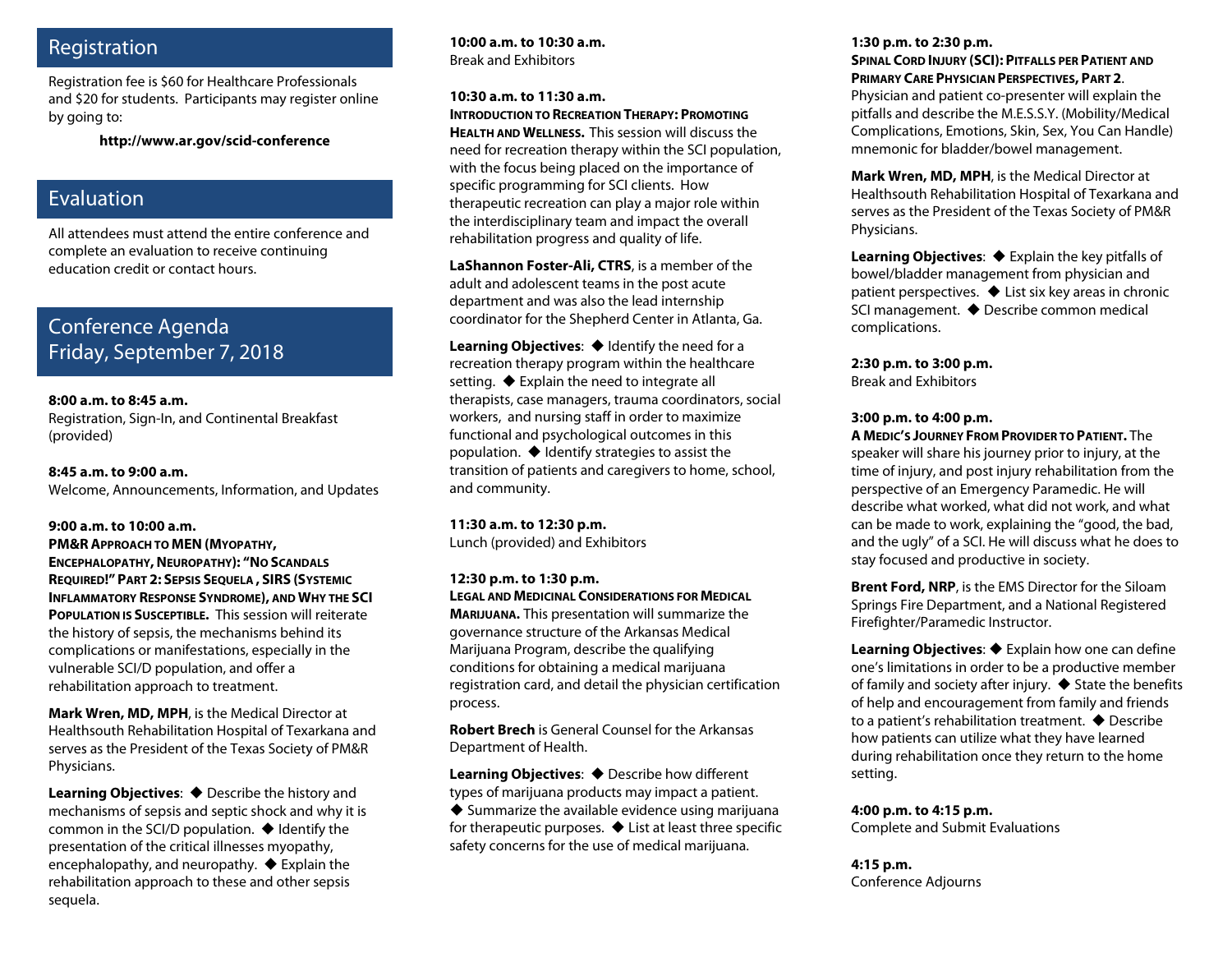## Registration

Registration fee is $60 for Healthcare Professionals and $20 for students. Participants may register online by going to:

**http://www.ar.gov/scid-conference**

## Evaluation

All attendees must attend the entire conference and complete an evaluation to receive continuing education credit or contact hours.

## Conference Agenda
## Friday, September 7, 2018

**8:00 a.m. to 8:45 a.m.**
Registration, Sign-In, and Continental Breakfast (provided)

**8:45 a.m. to 9:00 a.m.**
Welcome, Announcements, Information, and Updates

**9:00 a.m. to 10:00 a.m.**
**PM&R Approach to MEN (Myopathy, Encephalopathy, Neuropathy): "No Scandals Required!" Part 2: Sepsis Sequela, SIRS (Systemic Inflammatory Response Syndrome), and Why the SCI Population is Susceptible.** This session will reiterate the history of sepsis, the mechanisms behind its complications or manifestations, especially in the vulnerable SCI/D population, and offer a rehabilitation approach to treatment.

**Mark Wren, MD, MPH**, is the Medical Director at Healthsouth Rehabilitation Hospital of Texarkana and serves as the President of the Texas Society of PM&R Physicians.

**Learning Objectives**: ◆ Describe the history and mechanisms of sepsis and septic shock and why it is common in the SCI/D population. ◆ Identify the presentation of the critical illnesses myopathy, encephalopathy, and neuropathy. ◆ Explain the rehabilitation approach to these and other sepsis sequela.

**10:00 a.m. to 10:30 a.m.**
Break and Exhibitors

**10:30 a.m. to 11:30 a.m.**
**Introduction to Recreation Therapy: Promoting Health and Wellness.** This session will discuss the need for recreation therapy within the SCI population, with the focus being placed on the importance of specific programming for SCI clients. How therapeutic recreation can play a major role within the interdisciplinary team and impact the overall rehabilitation progress and quality of life.

**LaShannon Foster-Ali, CTRS**, is a member of the adult and adolescent teams in the post acute department and was also the lead internship coordinator for the Shepherd Center in Atlanta, Ga.

**Learning Objectives**: ◆ Identify the need for a recreation therapy program within the healthcare setting. ◆ Explain the need to integrate all therapists, case managers, trauma coordinators, social workers, and nursing staff in order to maximize functional and psychological outcomes in this population. ◆ Identify strategies to assist the transition of patients and caregivers to home, school, and community.

**11:30 a.m. to 12:30 p.m.**
Lunch (provided) and Exhibitors

**12:30 p.m. to 1:30 p.m.**
**Legal and Medicinal Considerations for Medical Marijuana.** This presentation will summarize the governance structure of the Arkansas Medical Marijuana Program, describe the qualifying conditions for obtaining a medical marijuana registration card, and detail the physician certification process.

**Robert Brech** is General Counsel for the Arkansas Department of Health.

**Learning Objectives**: ◆ Describe how different types of marijuana products may impact a patient. ◆ Summarize the available evidence using marijuana for therapeutic purposes. ◆ List at least three specific safety concerns for the use of medical marijuana.

**1:30 p.m. to 2:30 p.m.**
**Spinal Cord Injury (SCI): Pitfalls per Patient and Primary Care Physician Perspectives, Part 2**. Physician and patient co-presenter will explain the pitfalls and describe the M.E.S.S.Y. (Mobility/Medical Complications, Emotions, Skin, Sex, You Can Handle) mnemonic for bladder/bowel management.

**Mark Wren, MD, MPH**, is the Medical Director at Healthsouth Rehabilitation Hospital of Texarkana and serves as the President of the Texas Society of PM&R Physicians.

**Learning Objectives**: ◆ Explain the key pitfalls of bowel/bladder management from physician and patient perspectives. ◆ List six key areas in chronic SCI management. ◆ Describe common medical complications.

**2:30 p.m. to 3:00 p.m.**
Break and Exhibitors

**3:00 p.m. to 4:00 p.m.**
**A Medic's Journey From Provider to Patient.** The speaker will share his journey prior to injury, at the time of injury, and post injury rehabilitation from the perspective of an Emergency Paramedic. He will describe what worked, what did not work, and what can be made to work, explaining the "good, the bad, and the ugly" of a SCI. He will discuss what he does to stay focused and productive in society.

**Brent Ford, NRP**, is the EMS Director for the Siloam Springs Fire Department, and a National Registered Firefighter/Paramedic Instructor.

**Learning Objectives**: ◆ Explain how one can define one's limitations in order to be a productive member of family and society after injury. ◆ State the benefits of help and encouragement from family and friends to a patient's rehabilitation treatment. ◆ Describe how patients can utilize what they have learned during rehabilitation once they return to the home setting.

**4:00 p.m. to 4:15 p.m.**
Complete and Submit Evaluations

**4:15 p.m.**
Conference Adjourns